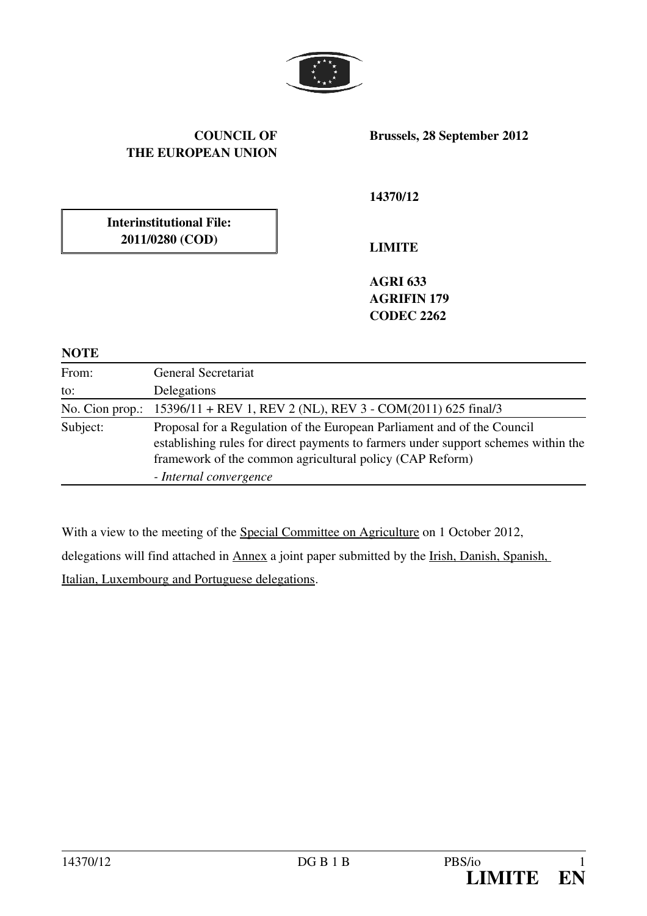**COUNCIL OF THE EUROPEAN UNION**

**Brussels, 28 September 2012**

**Interinstitutional File: 2011/0280 (COD)**

**14370/12**

**LIMITE**

**AGRI 633**
**AGRIFIN 179**
**CODEC 2262**

**NOTE**

| | |
|---|---|
| From: | General Secretariat |
| to: | Delegations |
| No. Cion prop.: | 15396/11 + REV 1, REV 2 (NL), REV 3 - COM(2011) 625 final/3 |
| Subject: | Proposal for a Regulation of the European Parliament and of the Council establishing rules for direct payments to farmers under support schemes within the framework of the common agricultural policy (CAP Reform)<br>- *Internal convergence* |

With a view to the meeting of the Special Committee on Agriculture on 1 October 2012, delegations will find attached in Annex a joint paper submitted by the Irish, Danish, Spanish, Italian, Luxembourg and Portuguese delegations.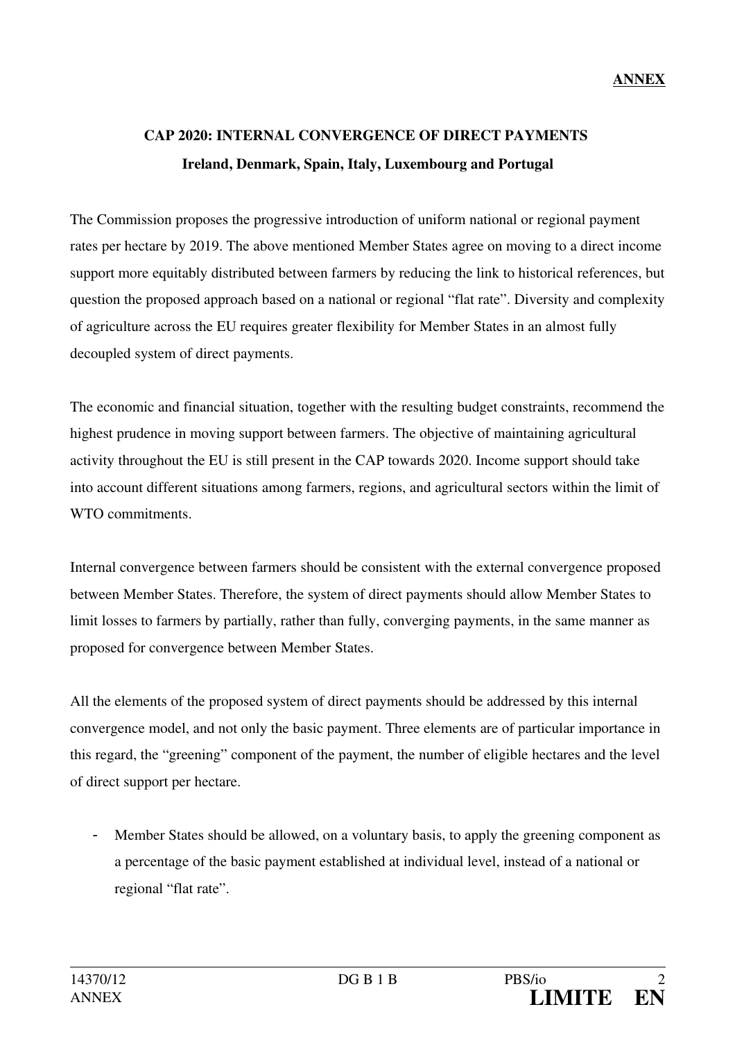**ANNEX**

## CAP 2020: INTERNAL CONVERGENCE OF DIRECT PAYMENTS

### Ireland, Denmark, Spain, Italy, Luxembourg and Portugal

The Commission proposes the progressive introduction of uniform national or regional payment rates per hectare by 2019. The above mentioned Member States agree on moving to a direct income support more equitably distributed between farmers by reducing the link to historical references, but question the proposed approach based on a national or regional "flat rate". Diversity and complexity of agriculture across the EU requires greater flexibility for Member States in an almost fully decoupled system of direct payments.

The economic and financial situation, together with the resulting budget constraints, recommend the highest prudence in moving support between farmers. The objective of maintaining agricultural activity throughout the EU is still present in the CAP towards 2020. Income support should take into account different situations among farmers, regions, and agricultural sectors within the limit of WTO commitments.

Internal convergence between farmers should be consistent with the external convergence proposed between Member States. Therefore, the system of direct payments should allow Member States to limit losses to farmers by partially, rather than fully, converging payments, in the same manner as proposed for convergence between Member States.

All the elements of the proposed system of direct payments should be addressed by this internal convergence model, and not only the basic payment. Three elements are of particular importance in this regard, the "greening" component of the payment, the number of eligible hectares and the level of direct support per hectare.

- Member States should be allowed, on a voluntary basis, to apply the greening component as a percentage of the basic payment established at individual level, instead of a national or regional "flat rate".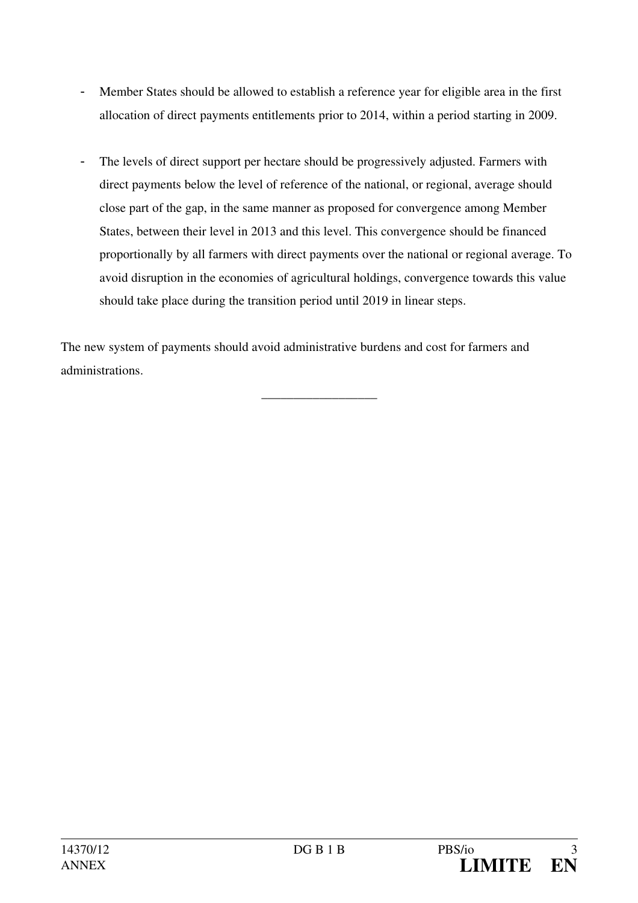- Member States should be allowed to establish a reference year for eligible area in the first allocation of direct payments entitlements prior to 2014, within a period starting in 2009.

- The levels of direct support per hectare should be progressively adjusted. Farmers with direct payments below the level of reference of the national, or regional, average should close part of the gap, in the same manner as proposed for convergence among Member States, between their level in 2013 and this level. This convergence should be financed proportionally by all farmers with direct payments over the national or regional average. To avoid disruption in the economies of agricultural holdings, convergence towards this value should take place during the transition period until 2019 in linear steps.

The new system of payments should avoid administrative burdens and cost for farmers and administrations.

\_\_\_\_\_\_\_\_\_\_\_\_\_\_\_\_\_\_\_\_